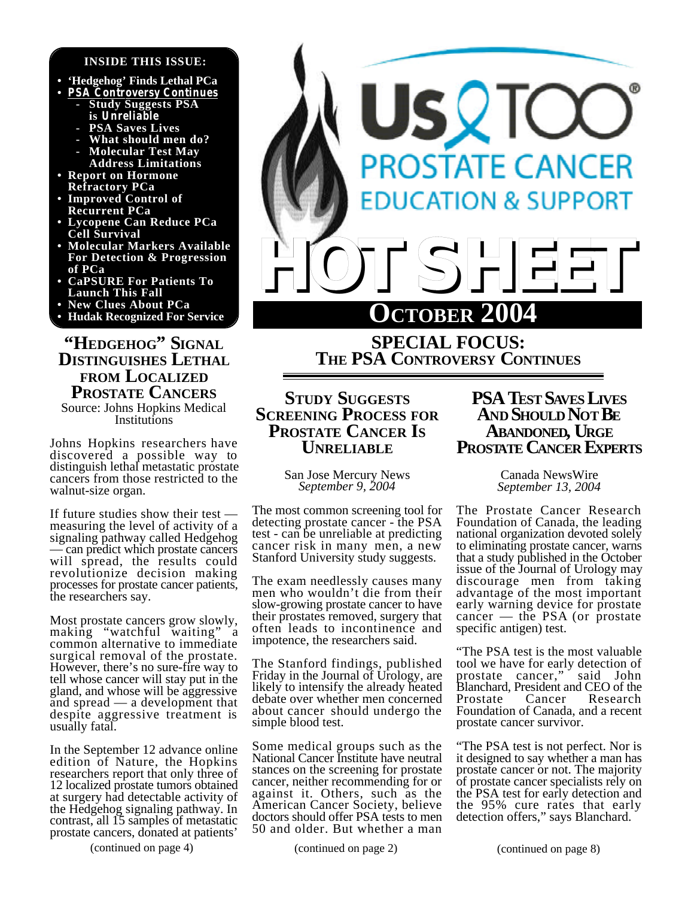# Us TOO PROSTATE CANCER EDUCATION & SUPPORT

# HOT SHEET

## OCTOBER 2004

**INSIDE THIS ISSUE:**

- 'Hedgehog' Finds Lethal PCa
- PSA Controversy Continues
  - Study Suggests PSA is Unreliable
  - PSA Saves Lives
  - What should men do?
  - Molecular Test May Address Limitations
- Report on Hormone Refractory PCa
- Improved Control of Recurrent PCa
- Lycopene Can Reduce PCa Cell Survival
- Molecular Markers Available For Detection & Progression of PCa
- CaPSURE For Patients To Launch This Fall
- New Clues About PCa
- Hudak Recognized For Service

## "HEDGEHOG" SIGNAL DISTINGUISHES LETHAL FROM LOCALIZED PROSTATE CANCERS

Source: Johns Hopkins Medical Institutions

Johns Hopkins researchers have discovered a possible way to distinguish lethal metastatic prostate cancers from those restricted to the walnut-size organ.

If future studies show their test — measuring the level of activity of a signaling pathway called Hedgehog — can predict which prostate cancers will spread, the results could revolutionize decision making processes for prostate cancer patients, the researchers say.

Most prostate cancers grow slowly, making "watchful waiting" a common alternative to immediate surgical removal of the prostate. However, there's no sure-fire way to tell whose cancer will stay put in the gland, and whose will be aggressive and spread — a development that despite aggressive treatment is usually fatal.

In the September 12 advance online edition of Nature, the Hopkins researchers report that only three of 12 localized prostate tumors obtained at surgery had detectable activity of the Hedgehog signaling pathway. In contrast, all 15 samples of metastatic prostate cancers, donated at patients'

(continued on page 4)

# SPECIAL FOCUS: THE PSA CONTROVERSY CONTINUES

## STUDY SUGGESTS SCREENING PROCESS FOR PROSTATE CANCER IS UNRELIABLE

San Jose Mercury News
*September 9, 2004*

The most common screening tool for detecting prostate cancer - the PSA test - can be unreliable at predicting cancer risk in many men, a new Stanford University study suggests.

The exam needlessly causes many men who wouldn't die from their slow-growing prostate cancer to have their prostates removed, surgery that often leads to incontinence and impotence, the researchers said.

The Stanford findings, published Friday in the Journal of Urology, are likely to intensify the already heated debate over whether men concerned about cancer should undergo the simple blood test.

Some medical groups such as the National Cancer Institute have neutral stances on the screening for prostate cancer, neither recommending for or against it. Others, such as the American Cancer Society, believe doctors should offer PSA tests to men 50 and older. But whether a man

(continued on page 2)

## PSA TEST SAVES LIVES AND SHOULD NOT BE ABANDONED, URGE PROSTATE CANCER EXPERTS

Canada NewsWire
*September 13, 2004*

The Prostate Cancer Research Foundation of Canada, the leading national organization devoted solely to eliminating prostate cancer, warns that a study published in the October issue of the Journal of Urology may discourage men from taking advantage of the most important early warning device for prostate cancer — the PSA (or prostate specific antigen) test.

"The PSA test is the most valuable tool we have for early detection of prostate cancer," said John Blanchard, President and CEO of the Prostate Cancer Research Foundation of Canada, and a recent prostate cancer survivor.

"The PSA test is not perfect. Nor is it designed to say whether a man has prostate cancer or not. The majority of prostate cancer specialists rely on the PSA test for early detection and the 95% cure rates that early detection offers," says Blanchard.

(continued on page 8)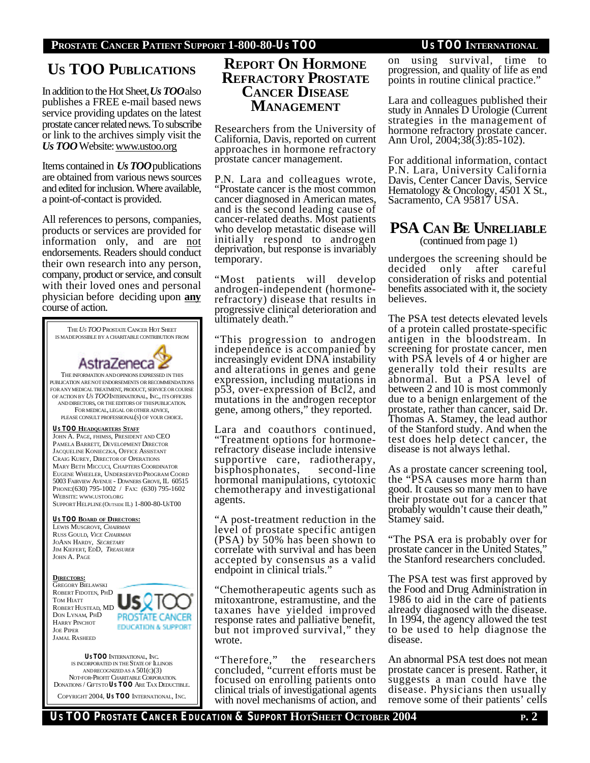## Us TOO Publications

In addition to the Hot Sheet, *Us TOO* also publishes a FREE e-mail based news service providing updates on the latest prostate cancer related news. To subscribe or link to the archives simply visit the *Us TOO* Website: www.ustoo.org

Items contained in *Us TOO* publications are obtained from various news sources and edited for inclusion. Where available, a point-of-contact is provided.

All references to persons, companies, products or services are provided for information only, and are not endorsements. Readers should conduct their own research into any person, company, product or service, and consult with their loved ones and personal physician before deciding upon **any** course of action.

The *Us TOO* Prostate Cancer Hot Sheet is made possible by a charitable contribution from AstraZeneca

The information and opinions expressed in this publication are not endorsements or recommendations for any medical treatment, product, service or course of action by *Us TOO* International, Inc., its officers and directors, or the editors of this publication. For medical, legal or other advice, please consult professional(s) of your choice.

**Us TOO Headquarters Staff**
John A. Page, FHIMSS, President and CEO
Pamela Barrett, Development Director
Jacqueline Konieczka, Office Assistant
Craig Kurey, Director of Operations
Mary Beth Micucci, Chapters Coordinator
Eugene Wheeler, Underserved Program Coord
5003 Fairview Avenue - Downers Grove, IL 60515
Phone: (630) 795-1002 / Fax: (630) 795-1602
Website: www.ustoo.org
Support Helpline (Outside IL) 1-800-80-UsT00

**Us TOO Board of Directors:**
Lewis Musgrove, *Chairman*
Russ Gould, *Vice Chairman*
JoAnn Hardy, *Secretary*
Jim Kiefert, EdD, *Treasurer*
John A. Page

**Directors:**
Gregory Bielawski
Robert Fidoten, PhD
Tom Hiatt
Robert Hustead, MD
Don Lynam, PhD
Harry Pinchot
Joe Piper
Jamal Rasheed

Us TOO Prostate Cancer Education & Support

*Us TOO* International, Inc. is incorporated in the State of Illinois and recognized as a 501(c)(3) Not-for-Profit Charitable Corporation. Donations / Gifts to *Us TOO* Are Tax Deductible.

Copyright 2004, *Us TOO* International, Inc.

## Report On Hormone Refractory Prostate Cancer Disease Management

Researchers from the University of California, Davis, reported on current approaches in hormone refractory prostate cancer management.

P.N. Lara and colleagues wrote, "Prostate cancer is the most common cancer diagnosed in American mates, and is the second leading cause of cancer-related deaths. Most patients who develop metastatic disease will initially respond to androgen deprivation, but response is invariably temporary.

"Most patients will develop androgen-independent (hormone-refractory) disease that results in progressive clinical deterioration and ultimately death."

"This progression to androgen independence is accompanied by increasingly evident DNA instability and alterations in genes and gene expression, including mutations in p53, over-expression of Bcl2, and mutations in the androgen receptor gene, among others," they reported.

Lara and coauthors continued, "Treatment options for hormone-refractory disease include intensive supportive care, radiotherapy, bisphosphonates, second-line hormonal manipulations, cytotoxic chemotherapy and investigational agents.

"A post-treatment reduction in the level of prostate specific antigen (PSA) by 50% has been shown to correlate with survival and has been accepted by consensus as a valid endpoint in clinical trials."

"Chemotherapeutic agents such as mitoxantrone, estramustine, and the taxanes have yielded improved response rates and palliative benefit, but not improved survival," they wrote.

"Therefore," the researchers concluded, "current efforts must be focused on enrolling patients onto clinical trials of investigational agents with novel mechanisms of action, and on using survival, time to progression, and quality of life as end points in routine clinical practice."

Lara and colleagues published their study in Annales D Urologie (Current strategies in the management of hormone refractory prostate cancer. Ann Urol, 2004;38(3):85-102).

For additional information, contact P.N. Lara, University California Davis, Center Cancer Davis, Service Hematology & Oncology, 4501 X St., Sacramento, CA 95817 USA.

## PSA Can Be Unreliable

(continued from page 1)

undergoes the screening should be decided only after careful consideration of risks and potential benefits associated with it, the society believes.

The PSA test detects elevated levels of a protein called prostate-specific antigen in the bloodstream. In screening for prostate cancer, men with PSA levels of 4 or higher are generally told their results are abnormal. But a PSA level of between 2 and 10 is most commonly due to a benign enlargement of the prostate, rather than cancer, said Dr. Thomas A. Stamey, the lead author of the Stanford study. And when the test does help detect cancer, the disease is not always lethal.

As a prostate cancer screening tool, the "PSA causes more harm than good. It causes so many men to have their prostate out for a cancer that probably wouldn't cause their death," Stamey said.

"The PSA era is probably over for prostate cancer in the United States," the Stanford researchers concluded.

The PSA test was first approved by the Food and Drug Administration in 1986 to aid in the care of patients already diagnosed with the disease. In 1994, the agency allowed the test to be used to help diagnose the disease.

An abnormal PSA test does not mean prostate cancer is present. Rather, it suggests a man could have the disease. Physicians then usually remove some of their patients' cells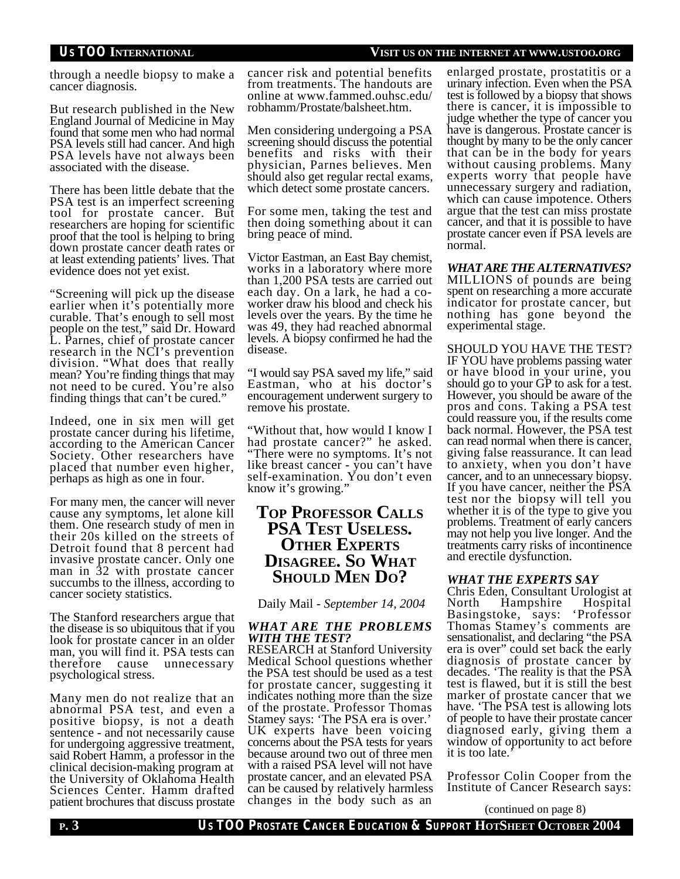through a needle biopsy to make a cancer diagnosis.

But research published in the New England Journal of Medicine in May found that some men who had normal PSA levels still had cancer. And high PSA levels have not always been associated with the disease.

There has been little debate that the PSA test is an imperfect screening tool for prostate cancer. But researchers are hoping for scientific proof that the tool is helping to bring down prostate cancer death rates or at least extending patients' lives. That evidence does not yet exist.

"Screening will pick up the disease earlier when it's potentially more curable. That's enough to sell most people on the test," said Dr. Howard L. Parnes, chief of prostate cancer research in the NCI's prevention division. "What does that really mean? You're finding things that may not need to be cured. You're also finding things that can't be cured."

Indeed, one in six men will get prostate cancer during his lifetime, according to the American Cancer Society. Other researchers have placed that number even higher, perhaps as high as one in four.

For many men, the cancer will never cause any symptoms, let alone kill them. One research study of men in their 20s killed on the streets of Detroit found that 8 percent had invasive prostate cancer. Only one man in 32 with prostate cancer succumbs to the illness, according to cancer society statistics.

The Stanford researchers argue that the disease is so ubiquitous that if you look for prostate cancer in an older man, you will find it. PSA tests can therefore cause unnecessary psychological stress.

Many men do not realize that an abnormal PSA test, and even a positive biopsy, is not a death sentence - and not necessarily cause for undergoing aggressive treatment, said Robert Hamm, a professor in the clinical decision-making program at the University of Oklahoma Health Sciences Center. Hamm drafted patient brochures that discuss prostate cancer risk and potential benefits from treatments. The handouts are online at www.fammed.ouhsc.edu/robhamm/Prostate/balsheet.htm.

Men considering undergoing a PSA screening should discuss the potential benefits and risks with their physician, Parnes believes. Men should also get regular rectal exams, which detect some prostate cancers.

For some men, taking the test and then doing something about it can bring peace of mind.

Victor Eastman, an East Bay chemist, works in a laboratory where more than 1,200 PSA tests are carried out each day. On a lark, he had a co-worker draw his blood and check his levels over the years. By the time he was 49, they had reached abnormal levels. A biopsy confirmed he had the disease.

"I would say PSA saved my life," said Eastman, who at his doctor's encouragement underwent surgery to remove his prostate.

"Without that, how would I know I had prostate cancer?" he asked. "There were no symptoms. It's not like breast cancer - you can't have self-examination. You don't even know it's growing."

## Top Professor Calls PSA Test Useless. Other Experts Disagree. So What Should Men Do?

Daily Mail - *September 14, 2004*

***WHAT ARE THE PROBLEMS WITH THE TEST?***

RESEARCH at Stanford University Medical School questions whether the PSA test should be used as a test for prostate cancer, suggesting it indicates nothing more than the size of the prostate. Professor Thomas Stamey says: 'The PSA era is over.' UK experts have been voicing concerns about the PSA tests for years because around two out of three men with a raised PSA level will not have prostate cancer, and an elevated PSA can be caused by relatively harmless changes in the body such as an enlarged prostate, prostatitis or a urinary infection. Even when the PSA test is followed by a biopsy that shows there is cancer, it is impossible to judge whether the type of cancer you have is dangerous. Prostate cancer is thought by many to be the only cancer that can be in the body for years without causing problems. Many experts worry that people have unnecessary surgery and radiation, which can cause impotence. Others argue that the test can miss prostate cancer, and that it is possible to have prostate cancer even if PSA levels are normal.

***WHAT ARE THE ALTERNATIVES?***

MILLIONS of pounds are being spent on researching a more accurate indicator for prostate cancer, but nothing has gone beyond the experimental stage.

SHOULD YOU HAVE THE TEST?

IF YOU have problems passing water or have blood in your urine, you should go to your GP to ask for a test. However, you should be aware of the pros and cons. Taking a PSA test could reassure you, if the results come back normal. However, the PSA test can read normal when there is cancer, giving false reassurance. It can lead to anxiety, when you don't have cancer, and to an unnecessary biopsy. If you have cancer, neither the PSA test nor the biopsy will tell you whether it is of the type to give you problems. Treatment of early cancers may not help you live longer. And the treatments carry risks of incontinence and erectile dysfunction.

***WHAT THE EXPERTS SAY***

Chris Eden, Consultant Urologist at North Hampshire Hospital Basingstoke, says: 'Professor Thomas Stamey's comments are sensationalist, and declaring "the PSA era is over" could set back the early diagnosis of prostate cancer by decades. 'The reality is that the PSA test is flawed, but it is still the best marker of prostate cancer that we have. 'The PSA test is allowing lots of people to have their prostate cancer diagnosed early, giving them a window of opportunity to act before it is too late.'

Professor Colin Cooper from the Institute of Cancer Research says:

(continued on page 8)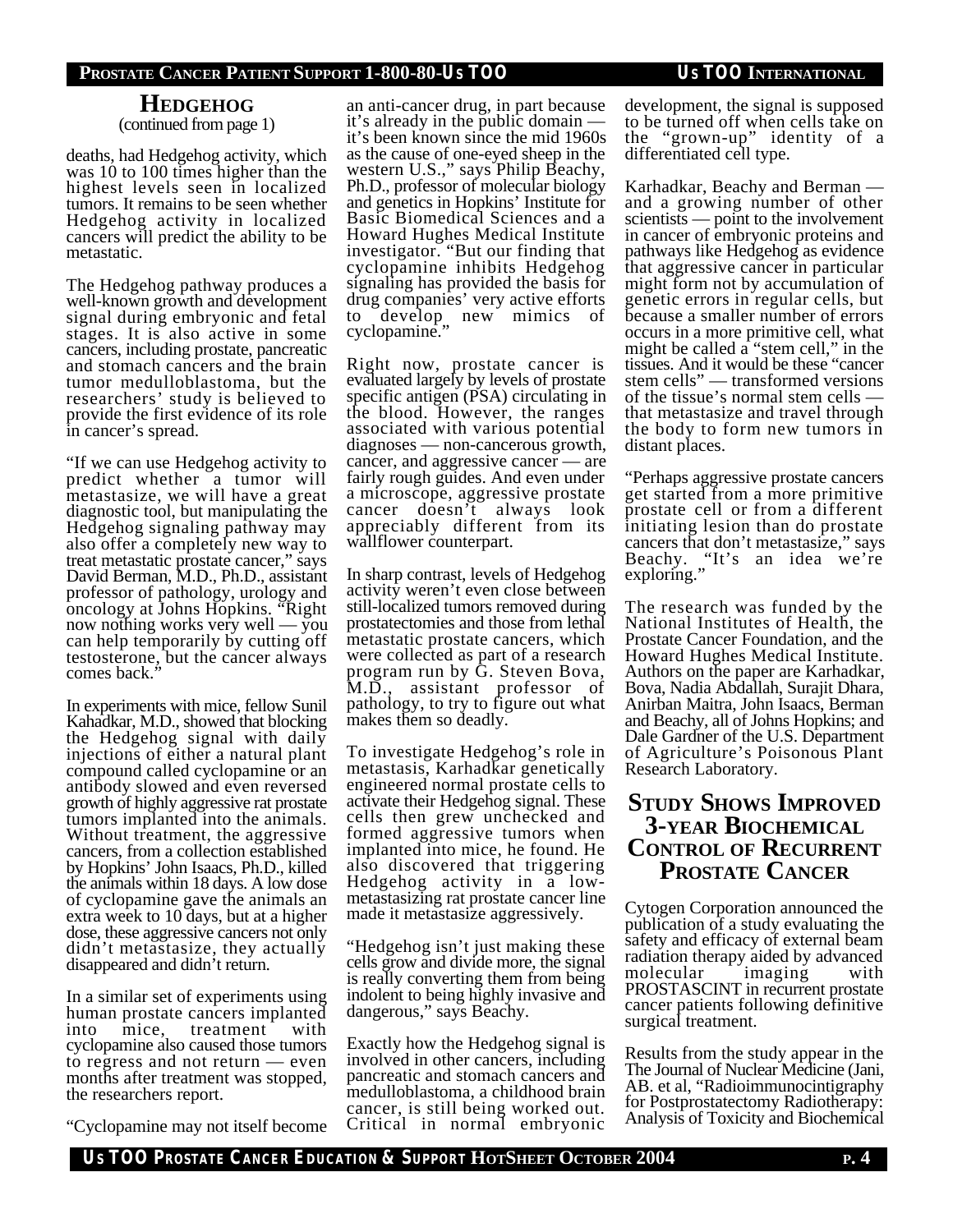## HEDGEHOG

(continued from page 1)

deaths, had Hedgehog activity, which was 10 to 100 times higher than the highest levels seen in localized tumors. It remains to be seen whether Hedgehog activity in localized cancers will predict the ability to be metastatic.

The Hedgehog pathway produces a well-known growth and development signal during embryonic and fetal stages. It is also active in some cancers, including prostate, pancreatic and stomach cancers and the brain tumor medulloblastoma, but the researchers' study is believed to provide the first evidence of its role in cancer's spread.

"If we can use Hedgehog activity to predict whether a tumor will metastasize, we will have a great diagnostic tool, but manipulating the Hedgehog signaling pathway may also offer a completely new way to treat metastatic prostate cancer," says David Berman, M.D., Ph.D., assistant professor of pathology, urology and oncology at Johns Hopkins. "Right now nothing works very well — you can help temporarily by cutting off testosterone, but the cancer always comes back."

In experiments with mice, fellow Sunil Kahadkar, M.D., showed that blocking the Hedgehog signal with daily injections of either a natural plant compound called cyclopamine or an antibody slowed and even reversed growth of highly aggressive rat prostate tumors implanted into the animals. Without treatment, the aggressive cancers, from a collection established by Hopkins' John Isaacs, Ph.D., killed the animals within 18 days. A low dose of cyclopamine gave the animals an extra week to 10 days, but at a higher dose, these aggressive cancers not only didn't metastasize, they actually disappeared and didn't return.

In a similar set of experiments using human prostate cancers implanted into mice, treatment with cyclopamine also caused those tumors to regress and not return — even months after treatment was stopped, the researchers report.

"Cyclopamine may not itself become an anti-cancer drug, in part because it's already in the public domain — it's been known since the mid 1960s as the cause of one-eyed sheep in the western U.S.," says Philip Beachy, Ph.D., professor of molecular biology and genetics in Hopkins' Institute for Basic Biomedical Sciences and a Howard Hughes Medical Institute investigator. "But our finding that cyclopamine inhibits Hedgehog signaling has provided the basis for drug companies' very active efforts to develop new mimics of cyclopamine."

Right now, prostate cancer is evaluated largely by levels of prostate specific antigen (PSA) circulating in the blood. However, the ranges associated with various potential diagnoses — non-cancerous growth, cancer, and aggressive cancer — are fairly rough guides. And even under a microscope, aggressive prostate cancer doesn't always look appreciably different from its wallflower counterpart.

In sharp contrast, levels of Hedgehog activity weren't even close between still-localized tumors removed during prostatectomies and those from lethal metastatic prostate cancers, which were collected as part of a research program run by G. Steven Bova, M.D., assistant professor of pathology, to try to figure out what makes them so deadly.

To investigate Hedgehog's role in metastasis, Karhadkar genetically engineered normal prostate cells to activate their Hedgehog signal. These cells then grew unchecked and formed aggressive tumors when implanted into mice, he found. He also discovered that triggering Hedgehog activity in a low-metastasizing rat prostate cancer line made it metastasize aggressively.

"Hedgehog isn't just making these cells grow and divide more, the signal is really converting them from being indolent to being highly invasive and dangerous," says Beachy.

Exactly how the Hedgehog signal is involved in other cancers, including pancreatic and stomach cancers and medulloblastoma, a childhood brain cancer, is still being worked out. Critical in normal embryonic development, the signal is supposed to be turned off when cells take on the "grown-up" identity of a differentiated cell type.

Karhadkar, Beachy and Berman — and a growing number of other scientists — point to the involvement in cancer of embryonic proteins and pathways like Hedgehog as evidence that aggressive cancer in particular might form not by accumulation of genetic errors in regular cells, but because a smaller number of errors occurs in a more primitive cell, what might be called a "stem cell," in the tissues. And it would be these "cancer stem cells" — transformed versions of the tissue's normal stem cells — that metastasize and travel through the body to form new tumors in distant places.

"Perhaps aggressive prostate cancers get started from a more primitive prostate cell or from a different initiating lesion than do prostate cancers that don't metastasize," says Beachy. "It's an idea we're exploring."

The research was funded by the National Institutes of Health, the Prostate Cancer Foundation, and the Howard Hughes Medical Institute. Authors on the paper are Karhadkar, Bova, Nadia Abdallah, Surajit Dhara, Anirban Maitra, John Isaacs, Berman and Beachy, all of Johns Hopkins; and Dale Gardner of the U.S. Department of Agriculture's Poisonous Plant Research Laboratory.

## STUDY SHOWS IMPROVED 3-YEAR BIOCHEMICAL CONTROL OF RECURRENT PROSTATE CANCER

Cytogen Corporation announced the publication of a study evaluating the safety and efficacy of external beam radiation therapy aided by advanced molecular imaging with PROSTASCINT in recurrent prostate cancer patients following definitive surgical treatment.

Results from the study appear in the The Journal of Nuclear Medicine (Jani, AB. et al, "Radioimmunocintigraphy for Postprostatectomy Radiotherapy: Analysis of Toxicity and Biochemical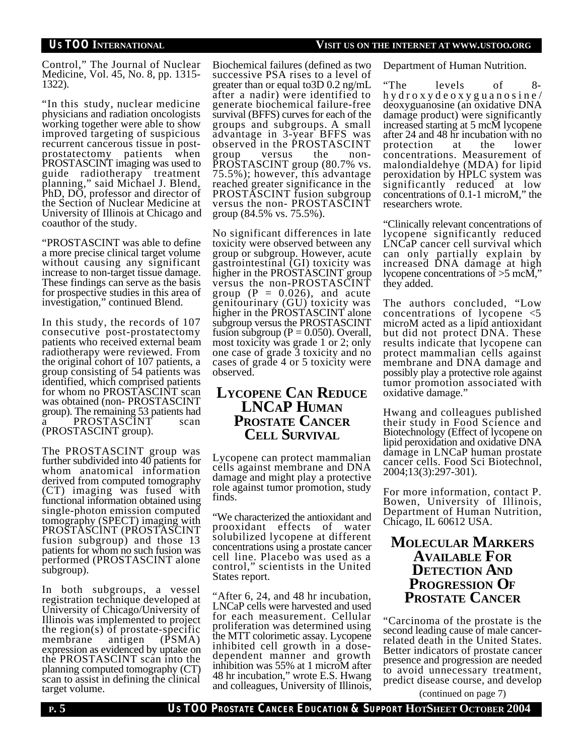Control," The Journal of Nuclear Medicine, Vol. 45, No. 8, pp. 1315-1322).

"In this study, nuclear medicine physicians and radiation oncologists working together were able to show improved targeting of suspicious recurrent cancerous tissue in post-prostatectomy patients when PROSTASCINT imaging was used to guide radiotherapy treatment planning," said Michael J. Blend, PhD, DO, professor and director of the Section of Nuclear Medicine at University of Illinois at Chicago and coauthor of the study.

"PROSTASCINT was able to define a more precise clinical target volume without causing any significant increase to non-target tissue damage. These findings can serve as the basis for prospective studies in this area of investigation," continued Blend.

In this study, the records of 107 consecutive post-prostatectomy patients who received external beam radiotherapy were reviewed. From the original cohort of 107 patients, a group consisting of 54 patients was identified, which comprised patients for whom no PROSTASCINT scan was obtained (non- PROSTASCINT group). The remaining 53 patients had a PROSTASCINT scan (PROSTASCINT group).

The PROSTASCINT group was further subdivided into 40 patients for whom anatomical information derived from computed tomography (CT) imaging was fused with functional information obtained using single-photon emission computed tomography (SPECT) imaging with PROSTASCINT (PROSTASCINT fusion subgroup) and those 13 patients for whom no such fusion was performed (PROSTASCINT alone subgroup).

In both subgroups, a vessel registration technique developed at University of Chicago/University of Illinois was implemented to project the region(s) of prostate-specific membrane antigen (PSMA) expression as evidenced by uptake on the PROSTASCINT scan into the planning computed tomography (CT) scan to assist in defining the clinical target volume.

Biochemical failures (defined as two successive PSA rises to a level of greater than or equal to3D 0.2 ng/mL after a nadir) were identified to generate biochemical failure-free survival (BFFS) curves for each of the groups and subgroups. A small advantage in 3-year BFFS was observed in the PROSTASCINT group versus the non-PROSTASCINT group (80.7% vs. 75.5%); however, this advantage reached greater significance in the PROSTASCINT fusion subgroup versus the non- PROSTASCINT group (84.5% vs. 75.5%).

No significant differences in late toxicity were observed between any group or subgroup. However, acute gastrointestinal (GI) toxicity was higher in the PROSTASCINT group versus the non-PROSTASCINT group ($P = 0.026$), and acute genitourinary (GU) toxicity was higher in the PROSTASCINT alone subgroup versus the PROSTASCINT fusion subgroup ($P = 0.050$). Overall, most toxicity was grade 1 or 2; only one case of grade 3 toxicity and no cases of grade 4 or 5 toxicity were observed.

## Lycopene Can Reduce LNCaP Human Prostate Cancer Cell Survival

Lycopene can protect mammalian cells against membrane and DNA damage and might play a protective role against tumor promotion, study finds.

"We characterized the antioxidant and prooxidant effects of water solubilized lycopene at different concentrations using a prostate cancer cell line. Placebo was used as a control," scientists in the United States report.

"After 6, 24, and 48 hr incubation, LNCaP cells were harvested and used for each measurement. Cellular proliferation was determined using the MTT colorimetric assay. Lycopene inhibited cell growth in a dose-dependent manner and growth inhibition was 55% at 1 microM after 48 hr incubation," wrote E.S. Hwang and colleagues, University of Illinois, Department of Human Nutrition.

"The levels of 8-hydroxydeoxyguanosine/deoxyguanosine (an oxidative DNA damage product) were significantly increased starting at 5 mcM lycopene after 24 and 48 hr incubation with no protection at the lower concentrations. Measurement of malondialdehye (MDA) for lipid peroxidation by HPLC system was significantly reduced at low concentrations of 0.1-1 microM," the researchers wrote.

"Clinically relevant concentrations of lycopene significantly reduced LNCaP cancer cell survival which can only partially explain by increased DNA damage at high lycopene concentrations of >5 mcM," they added.

The authors concluded, "Low concentrations of lycopene <5 microM acted as a lipid antioxidant but did not protect DNA. These results indicate that lycopene can protect mammalian cells against membrane and DNA damage and possibly play a protective role against tumor promotion associated with oxidative damage."

Hwang and colleagues published their study in Food Science and Biotechnology (Effect of lycopene on lipid peroxidation and oxidative DNA damage in LNCaP human prostate cancer cells. Food Sci Biotechnol, 2004;13(3):297-301).

For more information, contact P. Bowen, University of Illinois, Department of Human Nutrition, Chicago, IL 60612 USA.

## Molecular Markers Available For Detection And Progression Of Prostate Cancer

"Carcinoma of the prostate is the second leading cause of male cancer-related death in the United States. Better indicators of prostate cancer presence and progression are needed to avoid unnecessary treatment, predict disease course, and develop

(continued on page 7)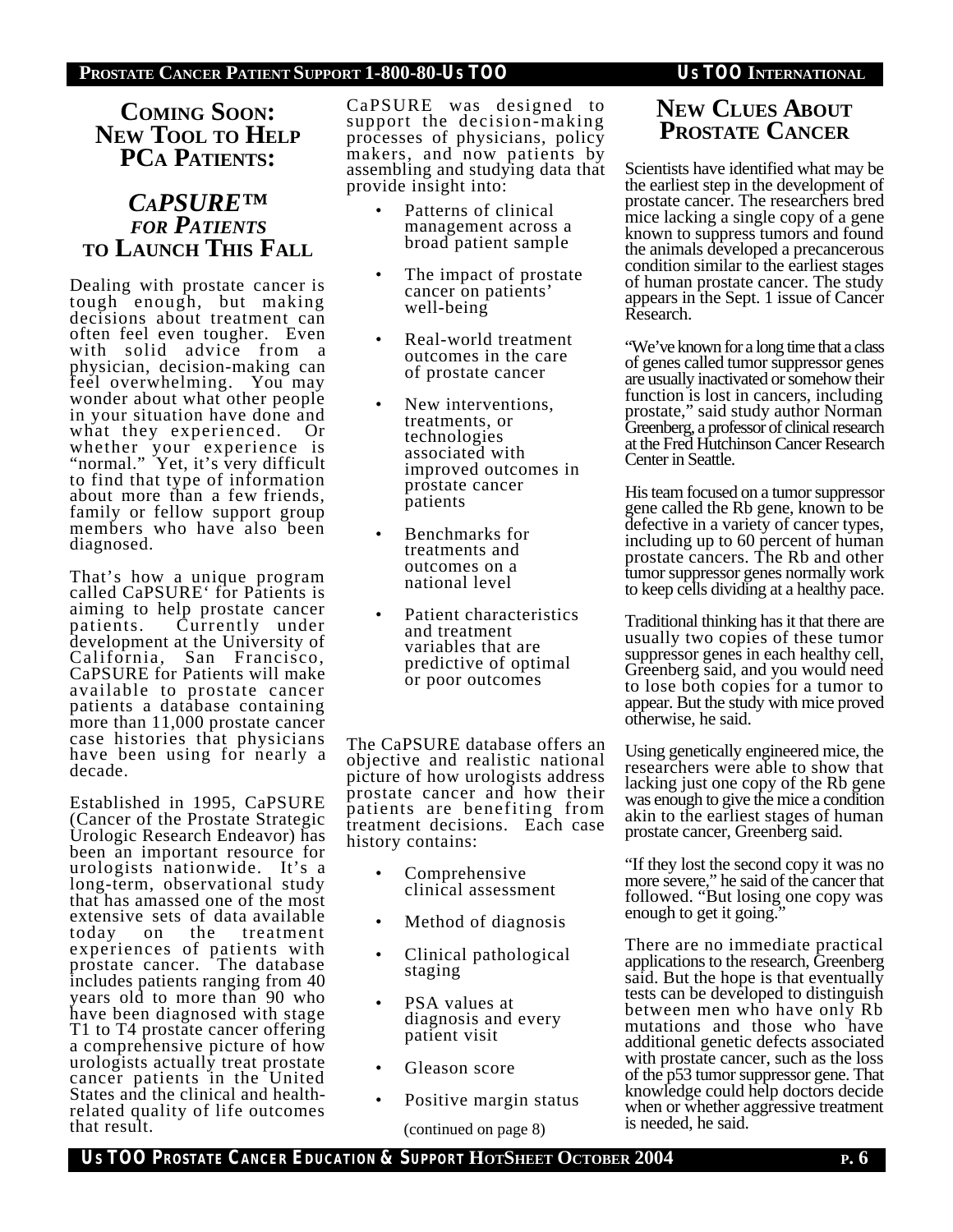## Coming Soon: New Tool to Help PCa Patients:

## *CaPSURE™ for Patients* to Launch This Fall

Dealing with prostate cancer is tough enough, but making decisions about treatment can often feel even tougher. Even with solid advice from a physician, decision-making can feel overwhelming. You may wonder about what other people in your situation have done and what they experienced. Or whether your experience is "normal." Yet, it's very difficult to find that type of information about more than a few friends, family or fellow support group members who have also been diagnosed.

That's how a unique program called CaPSURE' for Patients is aiming to help prostate cancer patients. Currently under development at the University of California, San Francisco, CaPSURE for Patients will make available to prostate cancer patients a database containing more than 11,000 prostate cancer case histories that physicians have been using for nearly a decade.

Established in 1995, CaPSURE (Cancer of the Prostate Strategic Urologic Research Endeavor) has been an important resource for urologists nationwide. It's a long-term, observational study that has amassed one of the most extensive sets of data available today on the treatment experiences of patients with prostate cancer. The database includes patients ranging from 40 years old to more than 90 who have been diagnosed with stage T1 to T4 prostate cancer offering a comprehensive picture of how urologists actually treat prostate cancer patients in the United States and the clinical and health-related quality of life outcomes that result.

CaPSURE was designed to support the decision-making processes of physicians, policy makers, and now patients by assembling and studying data that provide insight into:

- Patterns of clinical management across a broad patient sample
- The impact of prostate cancer on patients' well-being
- Real-world treatment outcomes in the care of prostate cancer
- New interventions, treatments, or technologies associated with improved outcomes in prostate cancer patients
- Benchmarks for treatments and outcomes on a national level
- Patient characteristics and treatment variables that are predictive of optimal or poor outcomes

The CaPSURE database offers an objective and realistic national picture of how urologists address prostate cancer and how their patients are benefiting from treatment decisions. Each case history contains:

- Comprehensive clinical assessment
- Method of diagnosis
- Clinical pathological staging
- PSA values at diagnosis and every patient visit
- Gleason score
- Positive margin status

(continued on page 8)

## New Clues About Prostate Cancer

Scientists have identified what may be the earliest step in the development of prostate cancer. The researchers bred mice lacking a single copy of a gene known to suppress tumors and found the animals developed a precancerous condition similar to the earliest stages of human prostate cancer. The study appears in the Sept. 1 issue of Cancer Research.

"We've known for a long time that a class of genes called tumor suppressor genes are usually inactivated or somehow their function is lost in cancers, including prostate," said study author Norman Greenberg, a professor of clinical research at the Fred Hutchinson Cancer Research Center in Seattle.

His team focused on a tumor suppressor gene called the Rb gene, known to be defective in a variety of cancer types, including up to 60 percent of human prostate cancers. The Rb and other tumor suppressor genes normally work to keep cells dividing at a healthy pace.

Traditional thinking has it that there are usually two copies of these tumor suppressor genes in each healthy cell, Greenberg said, and you would need to lose both copies for a tumor to appear. But the study with mice proved otherwise, he said.

Using genetically engineered mice, the researchers were able to show that lacking just one copy of the Rb gene was enough to give the mice a condition akin to the earliest stages of human prostate cancer, Greenberg said.

"If they lost the second copy it was no more severe," he said of the cancer that followed. "But losing one copy was enough to get it going."

There are no immediate practical applications to the research, Greenberg said. But the hope is that eventually tests can be developed to distinguish between men who have only Rb mutations and those who have additional genetic defects associated with prostate cancer, such as the loss of the p53 tumor suppressor gene. That knowledge could help doctors decide when or whether aggressive treatment is needed, he said.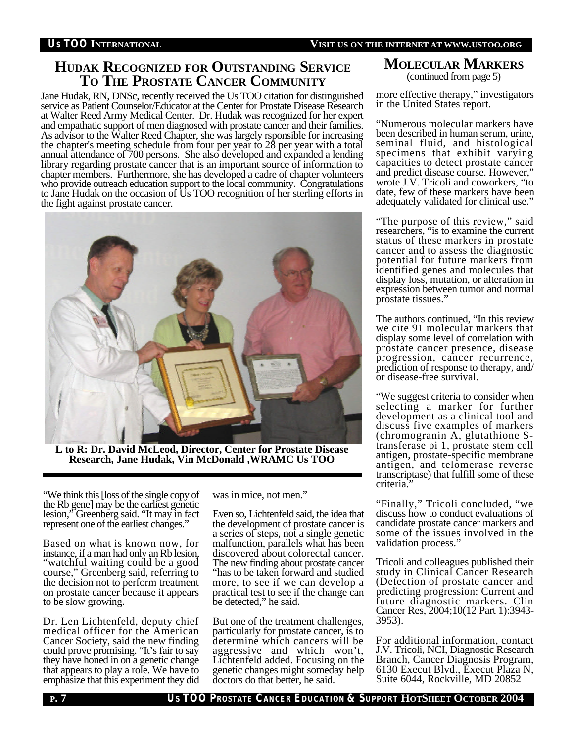## Hudak Recognized for Outstanding Service To The Prostate Cancer Community

Jane Hudak, RN, DNSc, recently received the Us TOO citation for distinguished service as Patient Counselor/Educator at the Center for Prostate Disease Research at Walter Reed Army Medical Center. Dr. Hudak was recognized for her expert and empathatic support of men diagnosed with prostate cancer and their families. As advisor to the Walter Reed Chapter, she was largely rsponsible for increasing the chapter's meeting schedule from four per year to 28 per year with a total annual attendance of 700 persons. She also developed and expanded a lending library regarding prostate cancer that is an important source of information to chapter members. Furthermore, she has developed a cadre of chapter volunteers who provide outreach education support to the local community. Congratulations to Jane Hudak on the occasion of Us TOO recognition of her sterling efforts in the fight against prostate cancer.

**L to R: Dr. David McLeod, Director, Center for Prostate Disease Research, Jane Hudak, Vin McDonald ,WRAMC Us TOO**

"We think this [loss of the single copy of the Rb gene] may be the earliest genetic lesion," Greenberg said. "It may in fact represent one of the earliest changes."

Based on what is known now, for instance, if a man had only an Rb lesion, "watchful waiting could be a good course," Greenberg said, referring to the decision not to perform treatment on prostate cancer because it appears to be slow growing.

Dr. Len Lichtenfeld, deputy chief medical officer for the American Cancer Society, said the new finding could prove promising. "It's fair to say they have honed in on a genetic change that appears to play a role. We have to emphasize that this experiment they did was in mice, not men."

Even so, Lichtenfeld said, the idea that the development of prostate cancer is a series of steps, not a single genetic malfunction, parallels what has been discovered about colorectal cancer. The new finding about prostate cancer "has to be taken forward and studied more, to see if we can develop a practical test to see if the change can be detected," he said.

But one of the treatment challenges, particularly for prostate cancer, is to determine which cancers will be aggressive and which won't, Lichtenfeld added. Focusing on the genetic changes might someday help doctors do that better, he said.

## Molecular Markers

(continued from page 5)

more effective therapy," investigators in the United States report.

"Numerous molecular markers have been described in human serum, urine, seminal fluid, and histological specimens that exhibit varying capacities to detect prostate cancer and predict disease course. However," wrote J.V. Tricoli and coworkers, "to date, few of these markers have been adequately validated for clinical use."

"The purpose of this review," said researchers, "is to examine the current status of these markers in prostate cancer and to assess the diagnostic potential for future markers from identified genes and molecules that display loss, mutation, or alteration in expression between tumor and normal prostate tissues."

The authors continued, "In this review we cite 91 molecular markers that display some level of correlation with prostate cancer presence, disease progression, cancer recurrence, prediction of response to therapy, and/or disease-free survival.

"We suggest criteria to consider when selecting a marker for further development as a clinical tool and discuss five examples of markers (chromogranin A, glutathione S-transferase pi 1, prostate stem cell antigen, prostate-specific membrane antigen, and telomerase reverse transcriptase) that fulfill some of these criteria."

"Finally," Tricoli concluded, "we discuss how to conduct evaluations of candidate prostate cancer markers and some of the issues involved in the validation process."

Tricoli and colleagues published their study in Clinical Cancer Research (Detection of prostate cancer and predicting progression: Current and future diagnostic markers. Clin Cancer Res, 2004;10(12 Part 1):3943-3953).

For additional information, contact J.V. Tricoli, NCI, Diagnostic Research Branch, Cancer Diagnosis Program, 6130 Execut Blvd., Execut Plaza N, Suite 6044, Rockville, MD 20852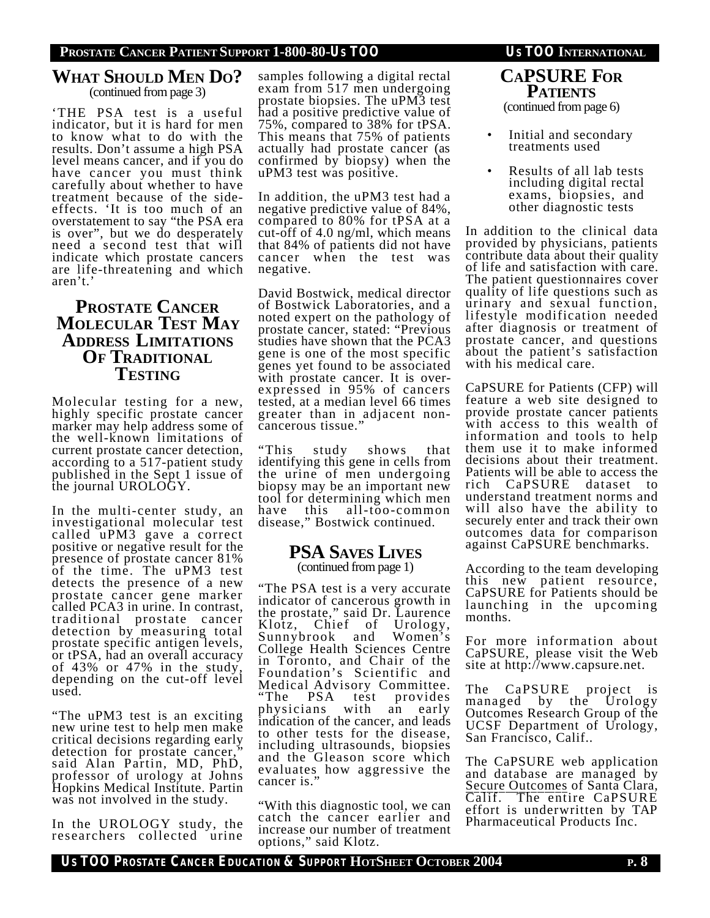## What Should Men Do?

(continued from page 3)

'THE PSA test is a useful indicator, but it is hard for men to know what to do with the results. Don't assume a high PSA level means cancer, and if you do have cancer you must think carefully about whether to have treatment because of the side-effects. 'It is too much of an overstatement to say "the PSA era is over", but we do desperately need a second test that will indicate which prostate cancers are life-threatening and which aren't.'

## Prostate Cancer Molecular Test May Address Limitations Of Traditional Testing

Molecular testing for a new, highly specific prostate cancer marker may help address some of the well-known limitations of current prostate cancer detection, according to a 517-patient study published in the Sept 1 issue of the journal UROLOGY.

In the multi-center study, an investigational molecular test called uPM3 gave a correct positive or negative result for the presence of prostate cancer 81% of the time. The uPM3 test detects the presence of a new prostate cancer gene marker called PCA3 in urine. In contrast, traditional prostate cancer detection by measuring total prostate specific antigen levels, or tPSA, had an overall accuracy of 43% or 47% in the study, depending on the cut-off level used.

"The uPM3 test is an exciting new urine test to help men make critical decisions regarding early detection for prostate cancer," said Alan Partin, MD, PhD, professor of urology at Johns Hopkins Medical Institute. Partin was not involved in the study.

In the UROLOGY study, the researchers collected urine samples following a digital rectal exam from 517 men undergoing prostate biopsies. The uPM3 test had a positive predictive value of 75%, compared to 38% for tPSA. This means that 75% of patients actually had prostate cancer (as confirmed by biopsy) when the uPM3 test was positive.

In addition, the uPM3 test had a negative predictive value of 84%, compared to 80% for tPSA at a cut-off of 4.0 ng/ml, which means that 84% of patients did not have cancer when the test was negative.

David Bostwick, medical director of Bostwick Laboratories, and a noted expert on the pathology of prostate cancer, stated: "Previous studies have shown that the PCA3 gene is one of the most specific genes yet found to be associated with prostate cancer. It is over-expressed in 95% of cancers tested, at a median level 66 times greater than in adjacent non-cancerous tissue."

"This study shows that identifying this gene in cells from the urine of men undergoing biopsy may be an important new tool for determining which men have this all-too-common disease," Bostwick continued.

## PSA Saves Lives

(continued from page 1)

"The PSA test is a very accurate indicator of cancerous growth in the prostate," said Dr. Laurence Klotz, Chief of Urology, Sunnybrook and Women's College Health Sciences Centre in Toronto, and Chair of the Foundation's Scientific and Medical Advisory Committee. "The PSA test provides physicians with an early indication of the cancer, and leads to other tests for the disease, including ultrasounds, biopsies and the Gleason score which evaluates how aggressive the cancer is."

"With this diagnostic tool, we can catch the cancer earlier and increase our number of treatment options," said Klotz.

## CaPSURE For Patients

(continued from page 6)

- Initial and secondary treatments used
- Results of all lab tests including digital rectal exams, biopsies, and other diagnostic tests

In addition to the clinical data provided by physicians, patients contribute data about their quality of life and satisfaction with care. The patient questionnaires cover quality of life questions such as urinary and sexual function, lifestyle modification needed after diagnosis or treatment of prostate cancer, and questions about the patient's satisfaction with his medical care.

CaPSURE for Patients (CFP) will feature a web site designed to provide prostate cancer patients with access to this wealth of information and tools to help them use it to make informed decisions about their treatment. Patients will be able to access the rich CaPSURE dataset to understand treatment norms and will also have the ability to securely enter and track their own outcomes data for comparison against CaPSURE benchmarks.

According to the team developing this new patient resource, CaPSURE for Patients should be launching in the upcoming months.

For more information about CaPSURE, please visit the Web site at http://www.capsure.net.

The CaPSURE project is managed by the Urology Outcomes Research Group of the UCSF Department of Urology, San Francisco, Calif..

The CaPSURE web application and database are managed by Secure Outcomes of Santa Clara, Calif. The entire CaPSURE effort is underwritten by TAP Pharmaceutical Products Inc.